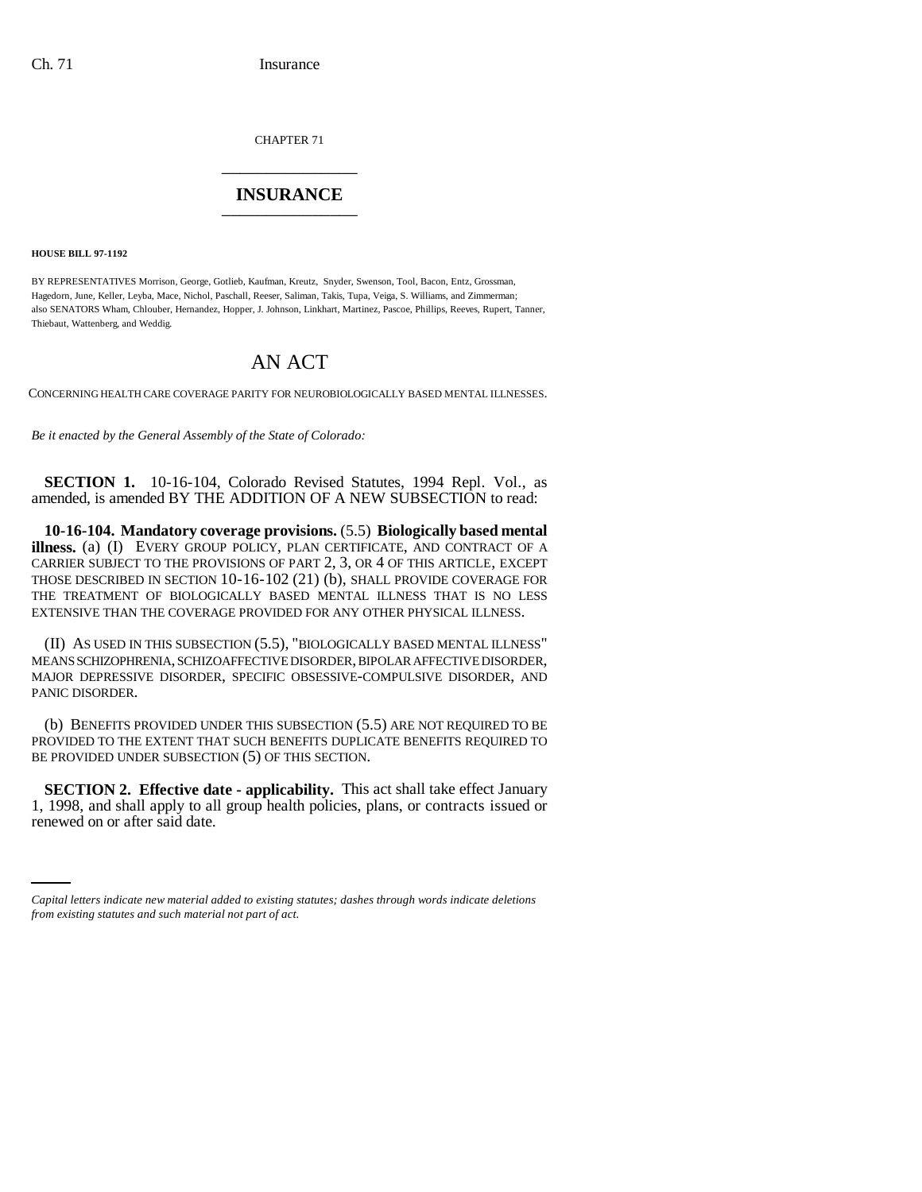CHAPTER 71

# INSURANCE

**HOUSE BILL 97-1192**

BY REPRESENTATIVES Morrison, George, Gotlieb, Kaufman, Kreutz, Snyder, Swenson, Tool, Bacon, Entz, Grossman, Hagedorn, June, Keller, Leyba, Mace, Nichol, Paschall, Reeser, Saliman, Takis, Tupa, Veiga, S. Williams, and Zimmerman; also SENATORS Wham, Chlouber, Hernandez, Hopper, J. Johnson, Linkhart, Martinez, Pascoe, Phillips, Reeves, Rupert, Tanner, Thiebaut, Wattenberg, and Weddig.

## AN ACT

CONCERNING HEALTH CARE COVERAGE PARITY FOR NEUROBIOLOGICALLY BASED MENTAL ILLNESSES.

*Be it enacted by the General Assembly of the State of Colorado:*

**SECTION 1.** 10-16-104, Colorado Revised Statutes, 1994 Repl. Vol., as amended, is amended BY THE ADDITION OF A NEW SUBSECTION to read:

**10-16-104. Mandatory coverage provisions.** (5.5) **Biologically based mental illness.** (a) (I) EVERY GROUP POLICY, PLAN CERTIFICATE, AND CONTRACT OF A CARRIER SUBJECT TO THE PROVISIONS OF PART 2, 3, OR 4 OF THIS ARTICLE, EXCEPT THOSE DESCRIBED IN SECTION 10-16-102 (21) (b), SHALL PROVIDE COVERAGE FOR THE TREATMENT OF BIOLOGICALLY BASED MENTAL ILLNESS THAT IS NO LESS EXTENSIVE THAN THE COVERAGE PROVIDED FOR ANY OTHER PHYSICAL ILLNESS.

(II) AS USED IN THIS SUBSECTION (5.5), "BIOLOGICALLY BASED MENTAL ILLNESS" MEANS SCHIZOPHRENIA, SCHIZOAFFECTIVE DISORDER, BIPOLAR AFFECTIVE DISORDER, MAJOR DEPRESSIVE DISORDER, SPECIFIC OBSESSIVE-COMPULSIVE DISORDER, AND PANIC DISORDER.

(b) BENEFITS PROVIDED UNDER THIS SUBSECTION (5.5) ARE NOT REQUIRED TO BE PROVIDED TO THE EXTENT THAT SUCH BENEFITS DUPLICATE BENEFITS REQUIRED TO BE PROVIDED UNDER SUBSECTION (5) OF THIS SECTION.

**SECTION 2. Effective date - applicability.** This act shall take effect January 1, 1998, and shall apply to all group health policies, plans, or contracts issued or renewed on or after said date.

*Capital letters indicate new material added to existing statutes; dashes through words indicate deletions from existing statutes and such material not part of act.*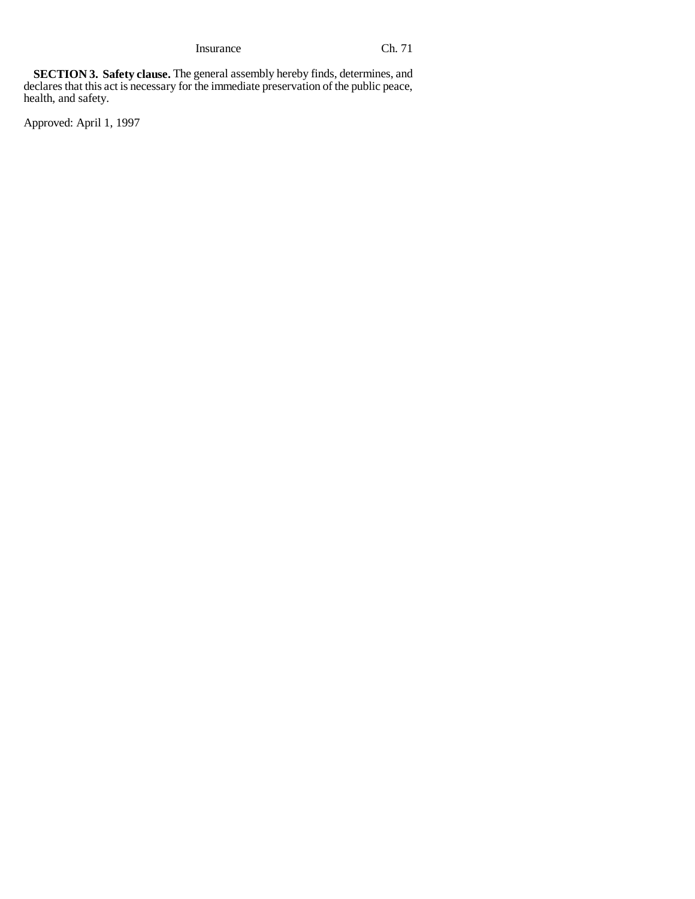**SECTION 3. Safety clause.** The general assembly hereby finds, determines, and declares that this act is necessary for the immediate preservation of the public peace, health, and safety.

Approved: April 1, 1997